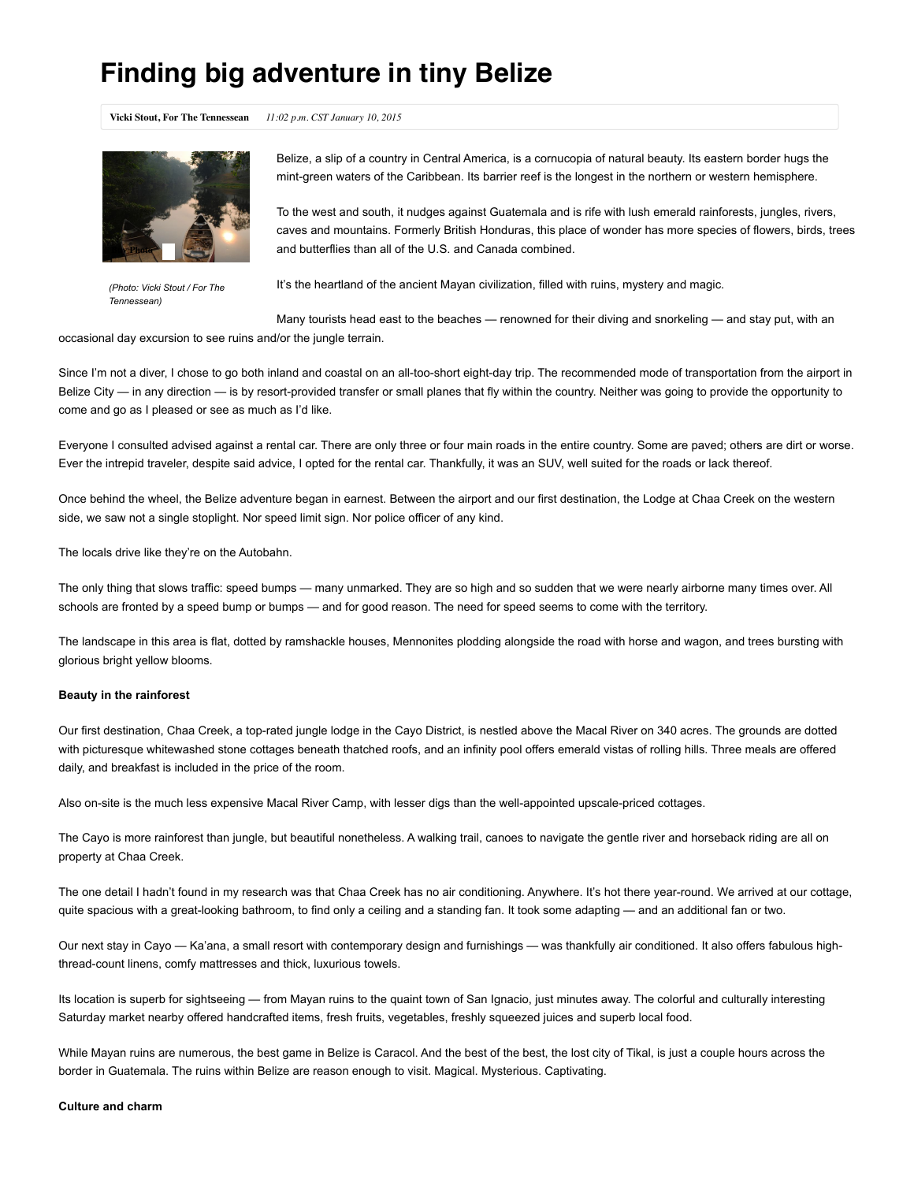# Finding big adventure in tiny Belize

**Vicki Stout, For The Tennessean** *11:02 p.m. CST January 10, 2015*

(Photo: Vicki Stout / For The Tennessean)

Belize, a slip of a country in Central America, is a cornucopia of natural beauty. Its eastern border hugs the mint-green waters of the Caribbean. Its barrier reef is the longest in the northern or western hemisphere.

To the west and south, it nudges against Guatemala and is rife with lush emerald rainforests, jungles, rivers, caves and mountains. Formerly British Honduras, this place of wonder has more species of flowers, birds, trees and butterflies than all of the U.S. and Canada combined.

It's the heartland of the ancient Mayan civilization, filled with ruins, mystery and magic.

Many tourists head east to the beaches — renowned for their diving and snorkeling — and stay put, with an occasional day excursion to see ruins and/or the jungle terrain.

Since I'm not a diver, I chose to go both inland and coastal on an all-too-short eight-day trip. The recommended mode of transportation from the airport in Belize City — in any direction — is by resort-provided transfer or small planes that fly within the country. Neither was going to provide the opportunity to come and go as I pleased or see as much as I'd like.

Everyone I consulted advised against a rental car. There are only three or four main roads in the entire country. Some are paved; others are dirt or worse. Ever the intrepid traveler, despite said advice, I opted for the rental car. Thankfully, it was an SUV, well suited for the roads or lack thereof.

Once behind the wheel, the Belize adventure began in earnest. Between the airport and our first destination, the Lodge at Chaa Creek on the western side, we saw not a single stoplight. Nor speed limit sign. Nor police officer of any kind.

The locals drive like they're on the Autobahn.

The only thing that slows traffic: speed bumps — many unmarked. They are so high and so sudden that we were nearly airborne many times over. All schools are fronted by a speed bump or bumps — and for good reason. The need for speed seems to come with the territory.

The landscape in this area is flat, dotted by ramshackle houses, Mennonites plodding alongside the road with horse and wagon, and trees bursting with glorious bright yellow blooms.

**Beauty in the rainforest**

Our first destination, Chaa Creek, a top-rated jungle lodge in the Cayo District, is nestled above the Macal River on 340 acres. The grounds are dotted with picturesque whitewashed stone cottages beneath thatched roofs, and an infinity pool offers emerald vistas of rolling hills. Three meals are offered daily, and breakfast is included in the price of the room.

Also on-site is the much less expensive Macal River Camp, with lesser digs than the well-appointed upscale-priced cottages.

The Cayo is more rainforest than jungle, but beautiful nonetheless. A walking trail, canoes to navigate the gentle river and horseback riding are all on property at Chaa Creek.

The one detail I hadn't found in my research was that Chaa Creek has no air conditioning. Anywhere. It's hot there year-round. We arrived at our cottage, quite spacious with a great-looking bathroom, to find only a ceiling and a standing fan. It took some adapting — and an additional fan or two.

Our next stay in Cayo — Ka'ana, a small resort with contemporary design and furnishings — was thankfully air conditioned. It also offers fabulous high-thread-count linens, comfy mattresses and thick, luxurious towels.

Its location is superb for sightseeing — from Mayan ruins to the quaint town of San Ignacio, just minutes away. The colorful and culturally interesting Saturday market nearby offered handcrafted items, fresh fruits, vegetables, freshly squeezed juices and superb local food.

While Mayan ruins are numerous, the best game in Belize is Caracol. And the best of the best, the lost city of Tikal, is just a couple hours across the border in Guatemala. The ruins within Belize are reason enough to visit. Magical. Mysterious. Captivating.

**Culture and charm**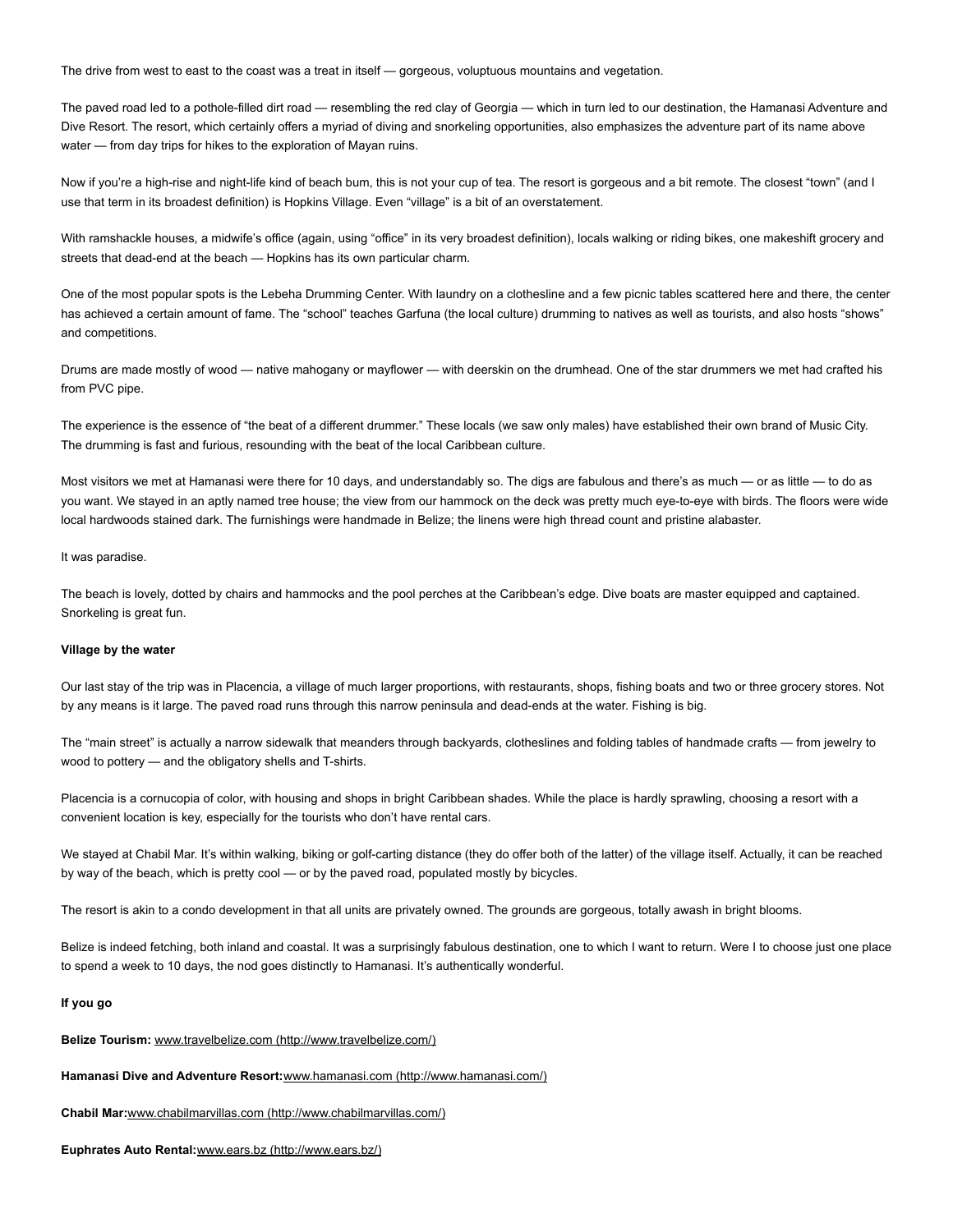The drive from west to east to the coast was a treat in itself — gorgeous, voluptuous mountains and vegetation.

The paved road led to a pothole-filled dirt road — resembling the red clay of Georgia — which in turn led to our destination, the Hamanasi Adventure and Dive Resort. The resort, which certainly offers a myriad of diving and snorkeling opportunities, also emphasizes the adventure part of its name above water — from day trips for hikes to the exploration of Mayan ruins.

Now if you're a high-rise and night-life kind of beach bum, this is not your cup of tea. The resort is gorgeous and a bit remote. The closest "town" (and I use that term in its broadest definition) is Hopkins Village. Even "village" is a bit of an overstatement.

With ramshackle houses, a midwife's office (again, using "office" in its very broadest definition), locals walking or riding bikes, one makeshift grocery and streets that dead-end at the beach — Hopkins has its own particular charm.

One of the most popular spots is the Lebeha Drumming Center. With laundry on a clothesline and a few picnic tables scattered here and there, the center has achieved a certain amount of fame. The "school" teaches Garfuna (the local culture) drumming to natives as well as tourists, and also hosts "shows" and competitions.

Drums are made mostly of wood — native mahogany or mayflower — with deerskin on the drumhead. One of the star drummers we met had crafted his from PVC pipe.

The experience is the essence of "the beat of a different drummer." These locals (we saw only males) have established their own brand of Music City. The drumming is fast and furious, resounding with the beat of the local Caribbean culture.

Most visitors we met at Hamanasi were there for 10 days, and understandably so. The digs are fabulous and there's as much — or as little — to do as you want. We stayed in an aptly named tree house; the view from our hammock on the deck was pretty much eye-to-eye with birds. The floors were wide local hardwoods stained dark. The furnishings were handmade in Belize; the linens were high thread count and pristine alabaster.

It was paradise.

The beach is lovely, dotted by chairs and hammocks and the pool perches at the Caribbean's edge. Dive boats are master equipped and captained. Snorkeling is great fun.

**Village by the water**

Our last stay of the trip was in Placencia, a village of much larger proportions, with restaurants, shops, fishing boats and two or three grocery stores. Not by any means is it large. The paved road runs through this narrow peninsula and dead-ends at the water. Fishing is big.

The "main street" is actually a narrow sidewalk that meanders through backyards, clotheslines and folding tables of handmade crafts — from jewelry to wood to pottery — and the obligatory shells and T-shirts.

Placencia is a cornucopia of color, with housing and shops in bright Caribbean shades. While the place is hardly sprawling, choosing a resort with a convenient location is key, especially for the tourists who don't have rental cars.

We stayed at Chabil Mar. It's within walking, biking or golf-carting distance (they do offer both of the latter) of the village itself. Actually, it can be reached by way of the beach, which is pretty cool — or by the paved road, populated mostly by bicycles.

The resort is akin to a condo development in that all units are privately owned. The grounds are gorgeous, totally awash in bright blooms.

Belize is indeed fetching, both inland and coastal. It was a surprisingly fabulous destination, one to which I want to return. Were I to choose just one place to spend a week to 10 days, the nod goes distinctly to Hamanasi. It's authentically wonderful.

**If you go**

**Belize Tourism:** www.travelbelize.com (http://www.travelbelize.com/)

**Hamanasi Dive and Adventure Resort:**www.hamanasi.com (http://www.hamanasi.com/)

**Chabil Mar:**www.chabilmarvillas.com (http://www.chabilmarvillas.com/)

**Euphrates Auto Rental:**www.ears.bz (http://www.ears.bz/)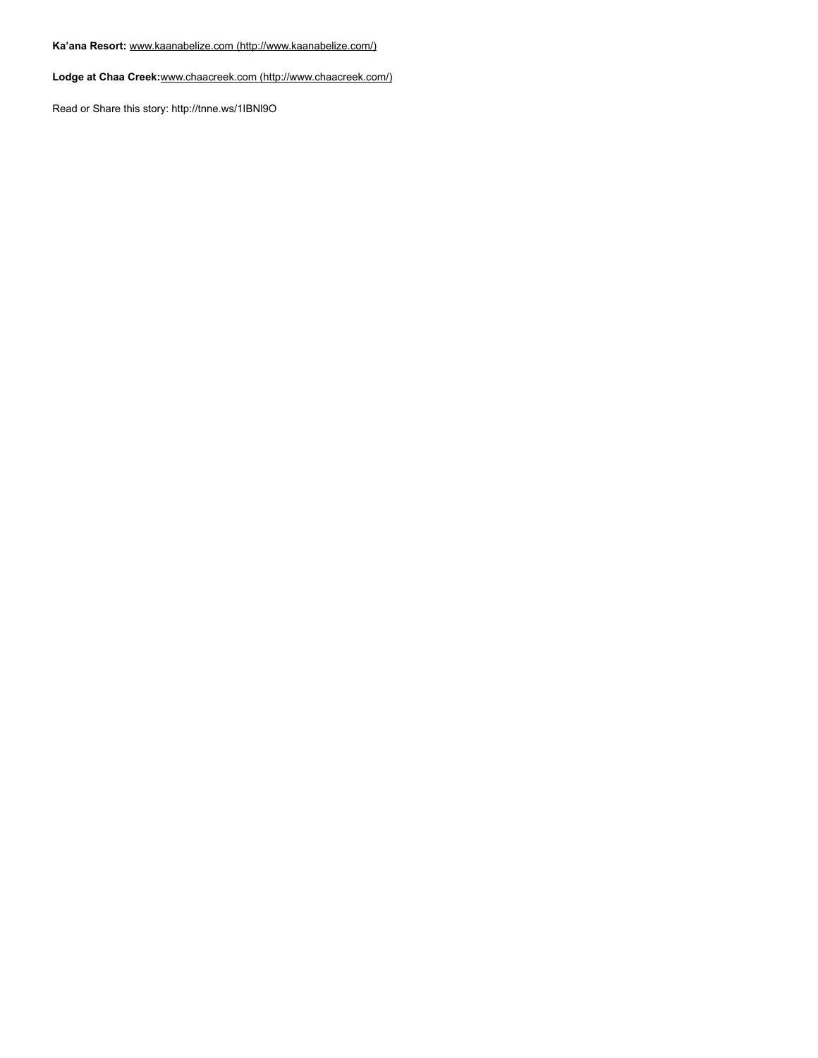**Ka'ana Resort:** www.kaanabelize.com (http://www.kaanabelize.com/)

**Lodge at Chaa Creek:**www.chaacreek.com (http://www.chaacreek.com/)

Read or Share this story: http://tnne.ws/1IBNl9O